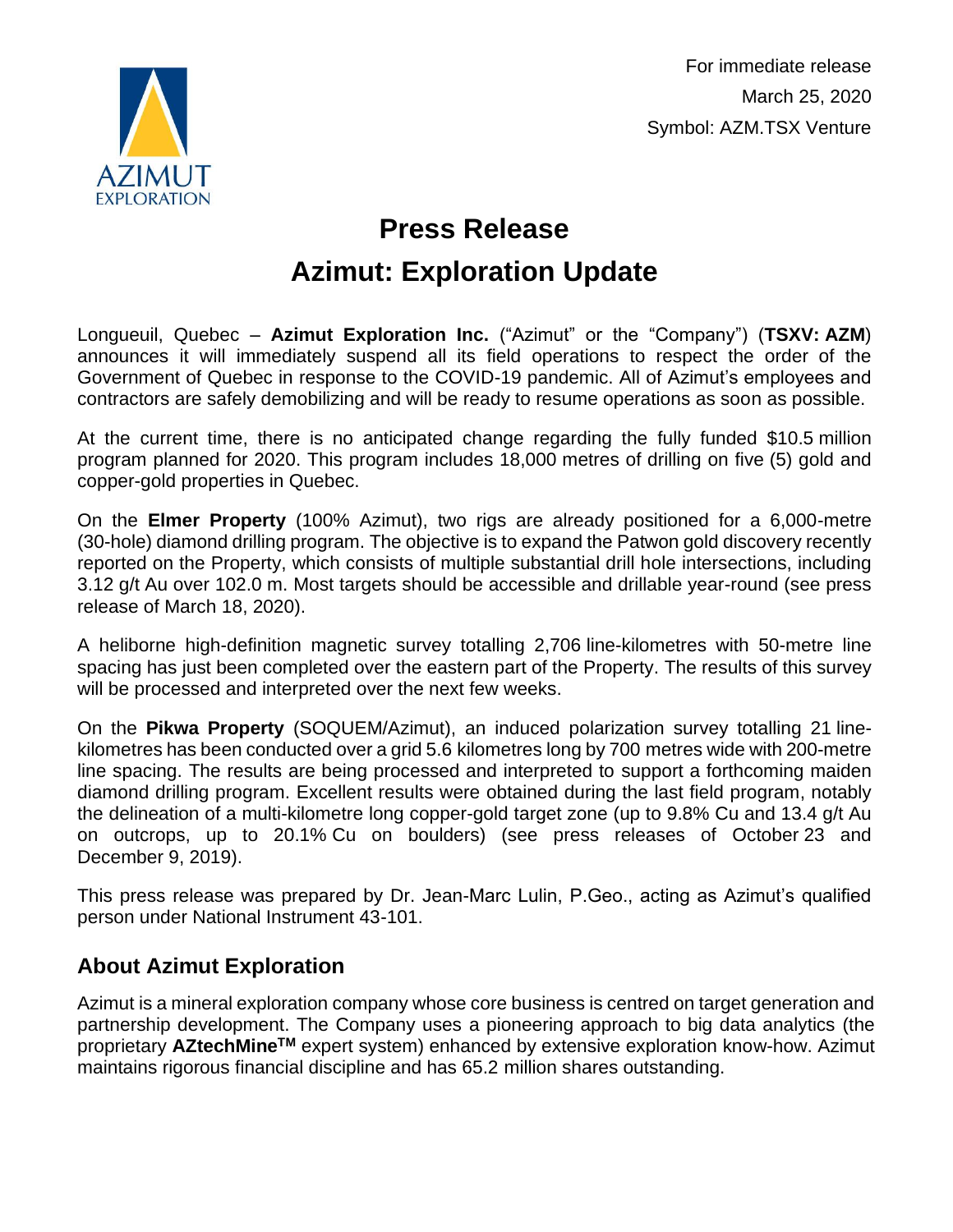For immediate release
March 25, 2020
Symbol: AZM.TSX Venture

# Press Release

# Azimut: Exploration Update

Longueuil, Quebec – **Azimut Exploration Inc.** ("Azimut" or the "Company") (**TSXV: AZM**) announces it will immediately suspend all its field operations to respect the order of the Government of Quebec in response to the COVID-19 pandemic. All of Azimut's employees and contractors are safely demobilizing and will be ready to resume operations as soon as possible.

At the current time, there is no anticipated change regarding the fully funded $10.5 million program planned for 2020. This program includes 18,000 metres of drilling on five (5) gold and copper-gold properties in Quebec.

On the **Elmer Property** (100% Azimut), two rigs are already positioned for a 6,000-metre (30-hole) diamond drilling program. The objective is to expand the Patwon gold discovery recently reported on the Property, which consists of multiple substantial drill hole intersections, including 3.12 g/t Au over 102.0 m. Most targets should be accessible and drillable year-round (see press release of March 18, 2020).

A heliborne high-definition magnetic survey totalling 2,706 line-kilometres with 50-metre line spacing has just been completed over the eastern part of the Property. The results of this survey will be processed and interpreted over the next few weeks.

On the **Pikwa Property** (SOQUEM/Azimut), an induced polarization survey totalling 21 line-kilometres has been conducted over a grid 5.6 kilometres long by 700 metres wide with 200-metre line spacing. The results are being processed and interpreted to support a forthcoming maiden diamond drilling program. Excellent results were obtained during the last field program, notably the delineation of a multi-kilometre long copper-gold target zone (up to 9.8% Cu and 13.4 g/t Au on outcrops, up to 20.1% Cu on boulders) (see press releases of October 23 and December 9, 2019).

This press release was prepared by Dr. Jean-Marc Lulin, P.Geo., acting as Azimut's qualified person under National Instrument 43-101.

## About Azimut Exploration

Azimut is a mineral exploration company whose core business is centred on target generation and partnership development. The Company uses a pioneering approach to big data analytics (the proprietary **AZtechMine™** expert system) enhanced by extensive exploration know-how. Azimut maintains rigorous financial discipline and has 65.2 million shares outstanding.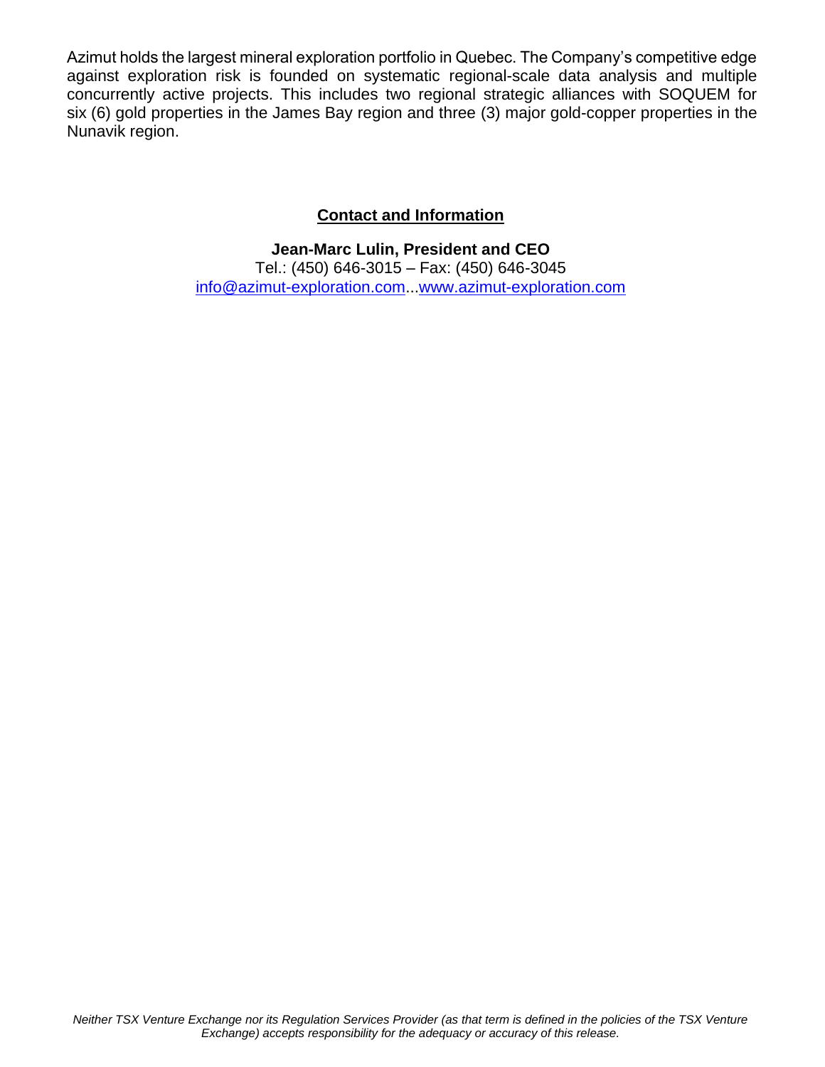Azimut holds the largest mineral exploration portfolio in Quebec. The Company's competitive edge against exploration risk is founded on systematic regional-scale data analysis and multiple concurrently active projects. This includes two regional strategic alliances with SOQUEM for six (6) gold properties in the James Bay region and three (3) major gold-copper properties in the Nunavik region.

## **Contact and Information**

**Jean-Marc Lulin, President and CEO**
Tel.: (450) 646-3015 – Fax: (450) 646-3045
info@azimut-exploration.com...www.azimut-exploration.com

*Neither TSX Venture Exchange nor its Regulation Services Provider (as that term is defined in the policies of the TSX Venture Exchange) accepts responsibility for the adequacy or accuracy of this release.*